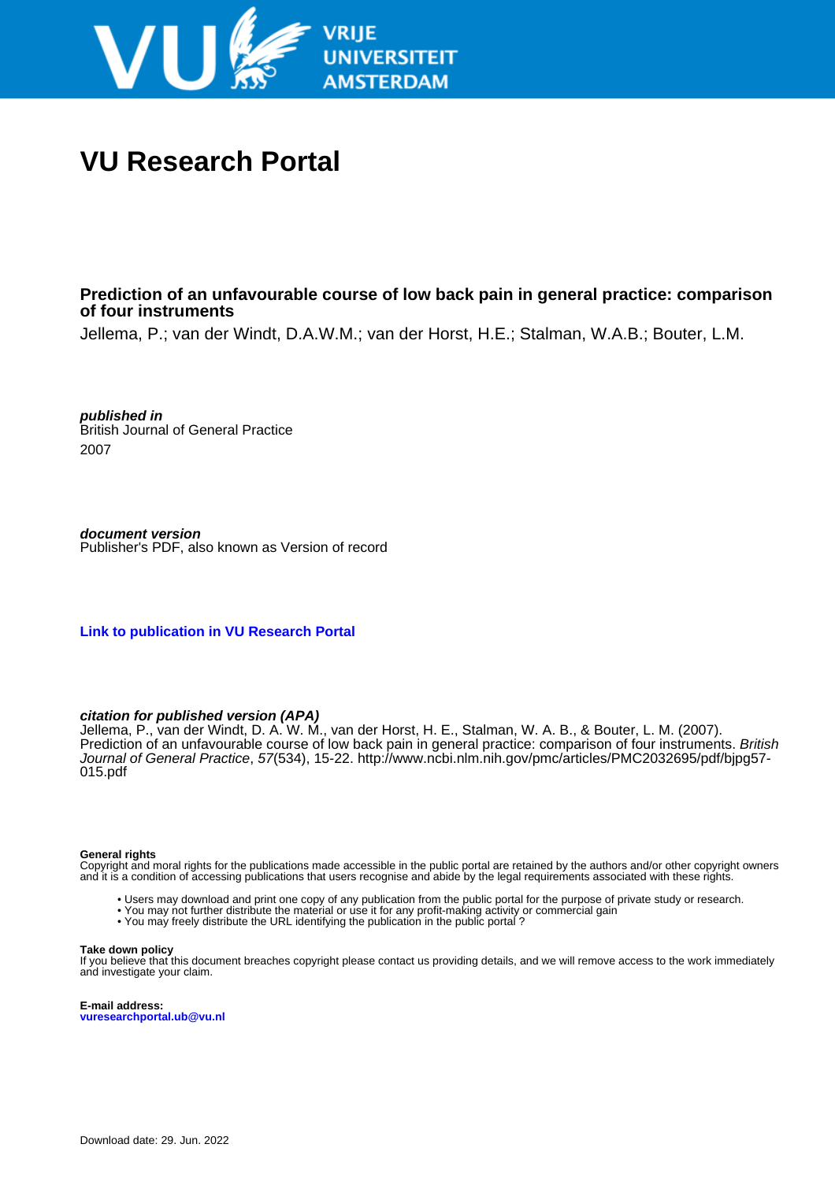# VU Research Portal

## Prediction of an unfavourable course of low back pain in general practice: comparison of four instruments

Jellema, P.; van der Windt, D.A.W.M.; van der Horst, H.E.; Stalman, W.A.B.; Bouter, L.M.

***published in***
British Journal of General Practice
2007

***document version***
Publisher's PDF, also known as Version of record

**Link to publication in VU Research Portal**

***citation for published version (APA)***
Jellema, P., van der Windt, D. A. W. M., van der Horst, H. E., Stalman, W. A. B., & Bouter, L. M. (2007). Prediction of an unfavourable course of low back pain in general practice: comparison of four instruments. *British Journal of General Practice*, *57*(534), 15-22. http://www.ncbi.nlm.nih.gov/pmc/articles/PMC2032695/pdf/bjpg57-015.pdf

**General rights**
Copyright and moral rights for the publications made accessible in the public portal are retained by the authors and/or other copyright owners and it is a condition of accessing publications that users recognise and abide by the legal requirements associated with these rights.

- Users may download and print one copy of any publication from the public portal for the purpose of private study or research.
- You may not further distribute the material or use it for any profit-making activity or commercial gain
- You may freely distribute the URL identifying the publication in the public portal ?

**Take down policy**
If you believe that this document breaches copyright please contact us providing details, and we will remove access to the work immediately and investigate your claim.

**E-mail address:**
**vuresearchportal.ub@vu.nl**

Download date: 29. Jun. 2022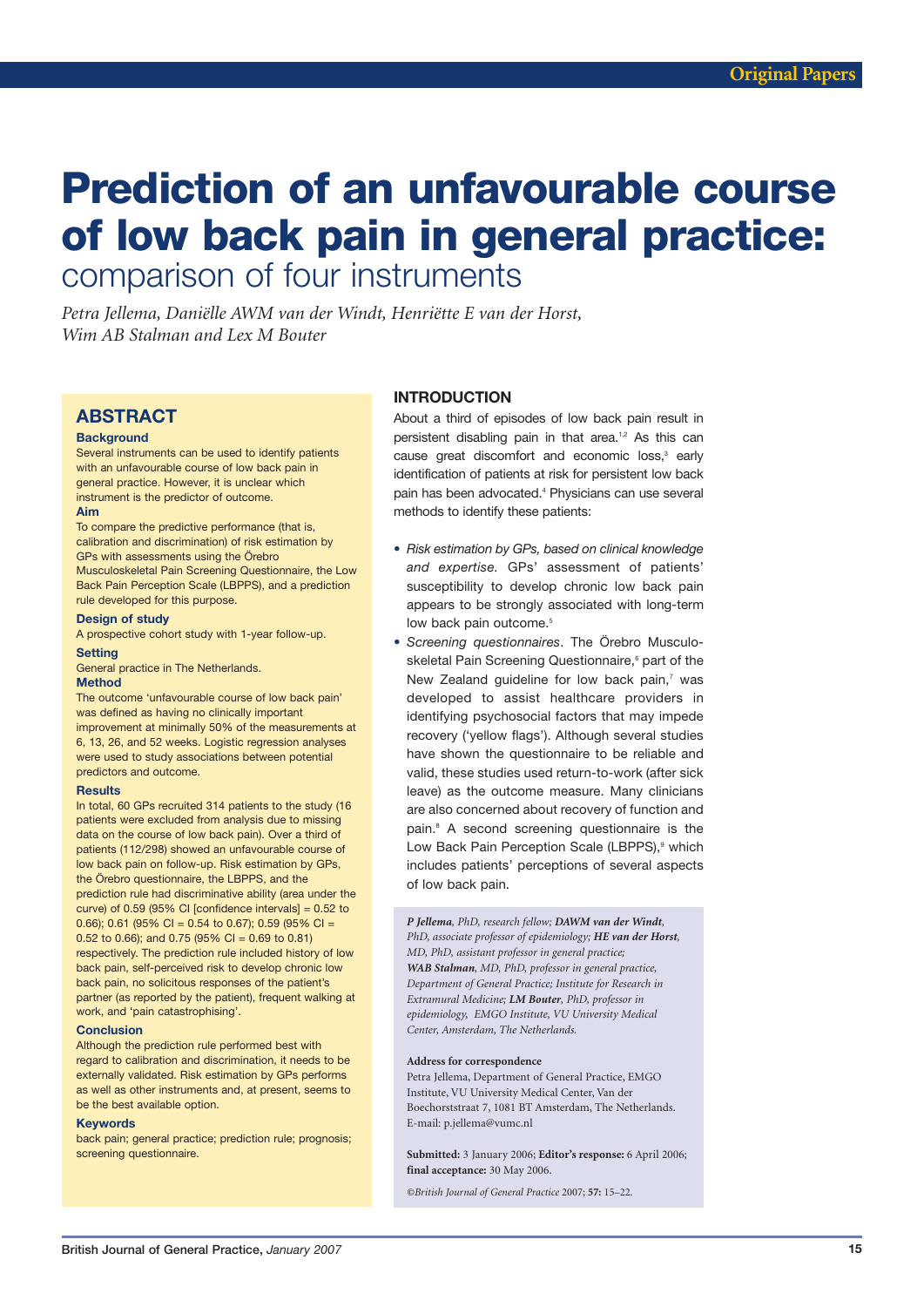# Prediction of an unfavourable course of low back pain in general practice:

## comparison of four instruments

*Petra Jellema, Daniëlle AWM van der Windt, Henriëtte E van der Horst, Wim AB Stalman and Lex M Bouter*

## ABSTRACT

### Background

Several instruments can be used to identify patients with an unfavourable course of low back pain in general practice. However, it is unclear which instrument is the predictor of outcome.

### Aim

To compare the predictive performance (that is, calibration and discrimination) of risk estimation by GPs with assessments using the Örebro Musculoskeletal Pain Screening Questionnaire, the Low Back Pain Perception Scale (LBPPS), and a prediction rule developed for this purpose.

### Design of study

A prospective cohort study with 1-year follow-up.

### Setting

General practice in The Netherlands.

### Method

The outcome 'unfavourable course of low back pain' was defined as having no clinically important improvement at minimally 50% of the measurements at 6, 13, 26, and 52 weeks. Logistic regression analyses were used to study associations between potential predictors and outcome.

### Results

In total, 60 GPs recruited 314 patients to the study (16 patients were excluded from analysis due to missing data on the course of low back pain). Over a third of patients (112/298) showed an unfavourable course of low back pain on follow-up. Risk estimation by GPs, the Örebro questionnaire, the LBPPS, and the prediction rule had discriminative ability (area under the curve) of 0.59 (95% CI [confidence intervals] = 0.52 to 0.66); 0.61 (95% CI = 0.54 to 0.67); 0.59 (95% CI = 0.52 to 0.66); and 0.75 (95% CI = 0.69 to 0.81) respectively. The prediction rule included history of low back pain, self-perceived risk to develop chronic low back pain, no solicitous responses of the patient's partner (as reported by the patient), frequent walking at work, and 'pain catastrophising'.

### Conclusion

Although the prediction rule performed best with regard to calibration and discrimination, it needs to be externally validated. Risk estimation by GPs performs as well as other instruments and, at present, seems to be the best available option.

### Keywords

back pain; general practice; prediction rule; prognosis; screening questionnaire.

## INTRODUCTION

About a third of episodes of low back pain result in persistent disabling pain in that area.[1,2] As this can cause great discomfort and economic loss,[3] early identification of patients at risk for persistent low back pain has been advocated.[4] Physicians can use several methods to identify these patients:

- *Risk estimation by GPs, based on clinical knowledge and expertise.* GPs' assessment of patients' susceptibility to develop chronic low back pain appears to be strongly associated with long-term low back pain outcome.[5]
- *Screening questionnaires*. The Örebro Musculoskeletal Pain Screening Questionnaire,[6] part of the New Zealand guideline for low back pain,[7] was developed to assist healthcare providers in identifying psychosocial factors that may impede recovery ('yellow flags'). Although several studies have shown the questionnaire to be reliable and valid, these studies used return-to-work (after sick leave) as the outcome measure. Many clinicians are also concerned about recovery of function and pain.[8] A second screening questionnaire is the Low Back Pain Perception Scale (LBPPS),[9] which includes patients' perceptions of several aspects of low back pain.

**P Jellema**, PhD, research fellow; **DAWM van der Windt**, PhD, associate professor of epidemiology; **HE van der Horst**, MD, PhD, assistant professor in general practice; **WAB Stalman**, MD, PhD, professor in general practice, Department of General Practice; Institute for Research in Extramural Medicine; **LM Bouter**, PhD, professor in epidemiology, EMGO Institute, VU University Medical Center, Amsterdam, The Netherlands.

**Address for correspondence**

Petra Jellema, Department of General Practice, EMGO Institute, VU University Medical Center, Van der Boechorststraat 7, 1081 BT Amsterdam, The Netherlands. E-mail: p.jellema@vumc.nl

**Submitted:** 3 January 2006; **Editor's response:** 6 April 2006; **final acceptance:** 30 May 2006.

©British Journal of General Practice 2007; **57:** 15–22.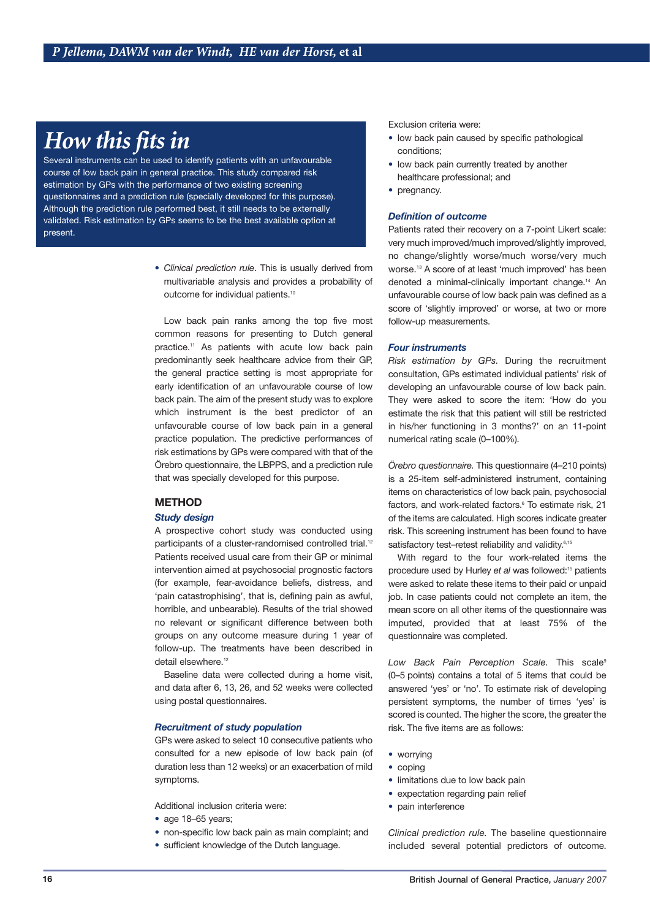## How this fits in

Several instruments can be used to identify patients with an unfavourable course of low back pain in general practice. This study compared risk estimation by GPs with the performance of two existing screening questionnaires and a prediction rule (specially developed for this purpose). Although the prediction rule performed best, it still needs to be externally validated. Risk estimation by GPs seems to be the best available option at present.

- *Clinical prediction rule*. This is usually derived from multivariable analysis and provides a probability of outcome for individual patients.[10]

Low back pain ranks among the top five most common reasons for presenting to Dutch general practice.[11] As patients with acute low back pain predominantly seek healthcare advice from their GP, the general practice setting is most appropriate for early identification of an unfavourable course of low back pain. The aim of the present study was to explore which instrument is the best predictor of an unfavourable course of low back pain in a general practice population. The predictive performances of risk estimations by GPs were compared with that of the Örebro questionnaire, the LBPPS, and a prediction rule that was specially developed for this purpose.

## METHOD

### Study design

A prospective cohort study was conducted using participants of a cluster-randomised controlled trial.[12] Patients received usual care from their GP or minimal intervention aimed at psychosocial prognostic factors (for example, fear-avoidance beliefs, distress, and 'pain catastrophising', that is, defining pain as awful, horrible, and unbearable). Results of the trial showed no relevant or significant difference between both groups on any outcome measure during 1 year of follow-up. The treatments have been described in detail elsewhere.[12]

Baseline data were collected during a home visit, and data after 6, 13, 26, and 52 weeks were collected using postal questionnaires.

### Recruitment of study population

GPs were asked to select 10 consecutive patients who consulted for a new episode of low back pain (of duration less than 12 weeks) or an exacerbation of mild symptoms.

Additional inclusion criteria were:

- age 18–65 years;
- non-specific low back pain as main complaint; and
- sufficient knowledge of the Dutch language.

Exclusion criteria were:

- low back pain caused by specific pathological conditions;
- low back pain currently treated by another healthcare professional; and
- pregnancy.

### Definition of outcome

Patients rated their recovery on a 7-point Likert scale: very much improved/much improved/slightly improved, no change/slightly worse/much worse/very much worse.[13] A score of at least 'much improved' has been denoted a minimal-clinically important change.[14] An unfavourable course of low back pain was defined as a score of 'slightly improved' or worse, at two or more follow-up measurements.

### Four instruments

*Risk estimation by GPs.* During the recruitment consultation, GPs estimated individual patients' risk of developing an unfavourable course of low back pain. They were asked to score the item: 'How do you estimate the risk that this patient will still be restricted in his/her functioning in 3 months?' on an 11-point numerical rating scale (0–100%).

*Örebro questionnaire.* This questionnaire (4–210 points) is a 25-item self-administered instrument, containing items on characteristics of low back pain, psychosocial factors, and work-related factors.[6] To estimate risk, 21 of the items are calculated. High scores indicate greater risk. This screening instrument has been found to have satisfactory test–retest reliability and validity.[6,15]

With regard to the four work-related items the procedure used by Hurley *et al* was followed:[15] patients were asked to relate these items to their paid or unpaid job. In case patients could not complete an item, the mean score on all other items of the questionnaire was imputed, provided that at least 75% of the questionnaire was completed.

*Low Back Pain Perception Scale.* This scale[9] (0–5 points) contains a total of 5 items that could be answered 'yes' or 'no'. To estimate risk of developing persistent symptoms, the number of times 'yes' is scored is counted. The higher the score, the greater the risk. The five items are as follows:

- worrying
- coping
- limitations due to low back pain
- expectation regarding pain relief
- pain interference

*Clinical prediction rule.* The baseline questionnaire included several potential predictors of outcome.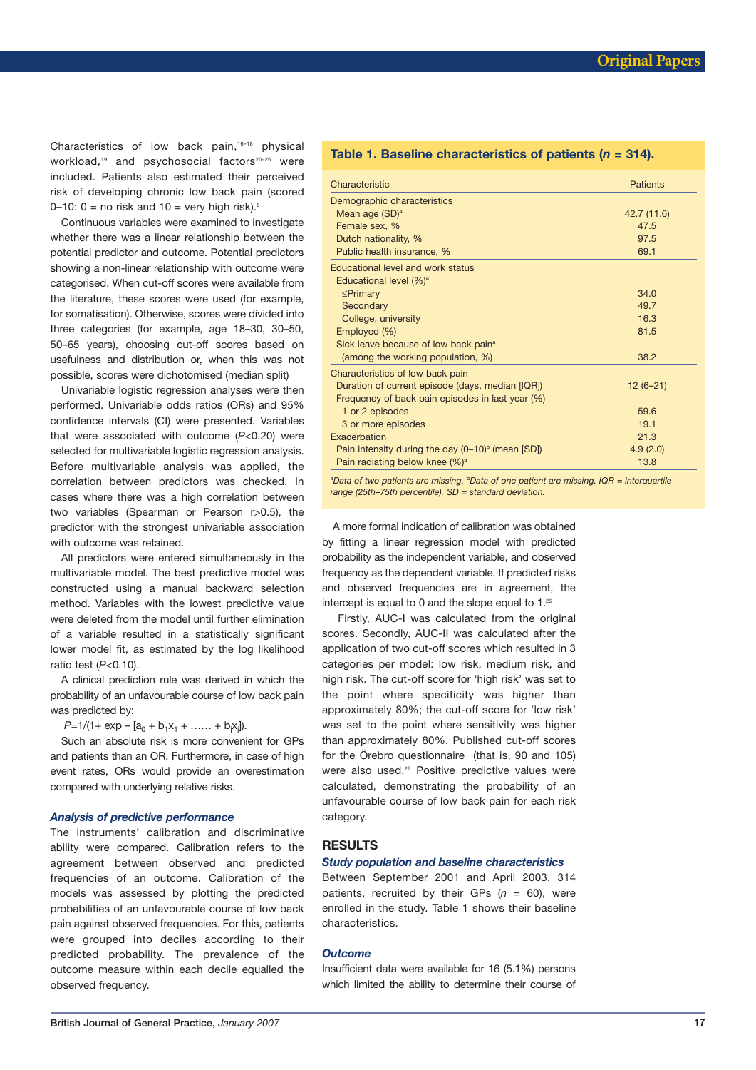Characteristics of low back pain,[16–18] physical workload,[19] and psychosocial factors[20–25] were included. Patients also estimated their perceived risk of developing chronic low back pain (scored 0–10: 0 = no risk and 10 = very high risk).[6]

Continuous variables were examined to investigate whether there was a linear relationship between the potential predictor and outcome. Potential predictors showing a non-linear relationship with outcome were categorised. When cut-off scores were available from the literature, these scores were used (for example, for somatisation). Otherwise, scores were divided into three categories (for example, age 18–30, 30–50, 50–65 years), choosing cut-off scores based on usefulness and distribution or, when this was not possible, scores were dichotomised (median split)

Univariable logistic regression analyses were then performed. Univariable odds ratios (ORs) and 95% confidence intervals (CI) were presented. Variables that were associated with outcome ($P<0.20$) were selected for multivariable logistic regression analysis. Before multivariable analysis was applied, the correlation between predictors was checked. In cases where there was a high correlation between two variables (Spearman or Pearson $r>0.5$), the predictor with the strongest univariable association with outcome was retained.

All predictors were entered simultaneously in the multivariable model. The best predictive model was constructed using a manual backward selection method. Variables with the lowest predictive value were deleted from the model until further elimination of a variable resulted in a statistically significant lower model fit, as estimated by the log likelihood ratio test ($P<0.10$).

A clinical prediction rule was derived in which the probability of an unfavourable course of low back pain was predicted by:

$P=1/(1+ \exp - [a_0 + b_1x_1 + \ldots\ldots + b_jx_j])$.

Such an absolute risk is more convenient for GPs and patients than an OR. Furthermore, in case of high event rates, ORs would provide an overestimation compared with underlying relative risks.

### *Analysis of predictive performance*

The instruments' calibration and discriminative ability were compared. Calibration refers to the agreement between observed and predicted frequencies of an outcome. Calibration of the models was assessed by plotting the predicted probabilities of an unfavourable course of low back pain against observed frequencies. For this, patients were grouped into deciles according to their predicted probability. The prevalence of the outcome measure within each decile equalled the observed frequency.

**Table 1. Baseline characteristics of patients ($n$ = 314).**

| Characteristic | Patients |
|---|---|
| Demographic characteristics | |
| Mean age (SD)[a] | 42.7 (11.6) |
| Female sex, % | 47.5 |
| Dutch nationality, % | 97.5 |
| Public health insurance, % | 69.1 |
| Educational level and work status | |
| Educational level (%)[a] | |
| ≤Primary | 34.0 |
| Secondary | 49.7 |
| College, university | 16.3 |
| Employed (%) | 81.5 |
| Sick leave because of low back pain[a] (among the working population, %) | 38.2 |
| Characteristics of low back pain | |
| Duration of current episode (days, median [IQR]) | 12 (6–21) |
| Frequency of back pain episodes in last year (%) | |
| 1 or 2 episodes | 59.6 |
| 3 or more episodes | 19.1 |
| Exacerbation | 21.3 |
| Pain intensity during the day (0–10)[b] (mean [SD]) | 4.9 (2.0) |
| Pain radiating below knee (%)[a] | 13.8 |

*[a]Data of two patients are missing. [b]Data of one patient are missing. IQR = interquartile range (25th–75th percentile). SD = standard deviation.*

A more formal indication of calibration was obtained by fitting a linear regression model with predicted probability as the independent variable, and observed frequency as the dependent variable. If predicted risks and observed frequencies are in agreement, the intercept is equal to 0 and the slope equal to 1.[26]

Firstly, AUC-I was calculated from the original scores. Secondly, AUC-II was calculated after the application of two cut-off scores which resulted in 3 categories per model: low risk, medium risk, and high risk. The cut-off score for 'high risk' was set to the point where specificity was higher than approximately 80%; the cut-off score for 'low risk' was set to the point where sensitivity was higher than approximately 80%. Published cut-off scores for the Örebro questionnaire (that is, 90 and 105) were also used.[27] Positive predictive values were calculated, demonstrating the probability of an unfavourable course of low back pain for each risk category.

## RESULTS

### *Study population and baseline characteristics*

Between September 2001 and April 2003, 314 patients, recruited by their GPs ($n$ = 60), were enrolled in the study. Table 1 shows their baseline characteristics.

### *Outcome*

Insufficient data were available for 16 (5.1%) persons which limited the ability to determine their course of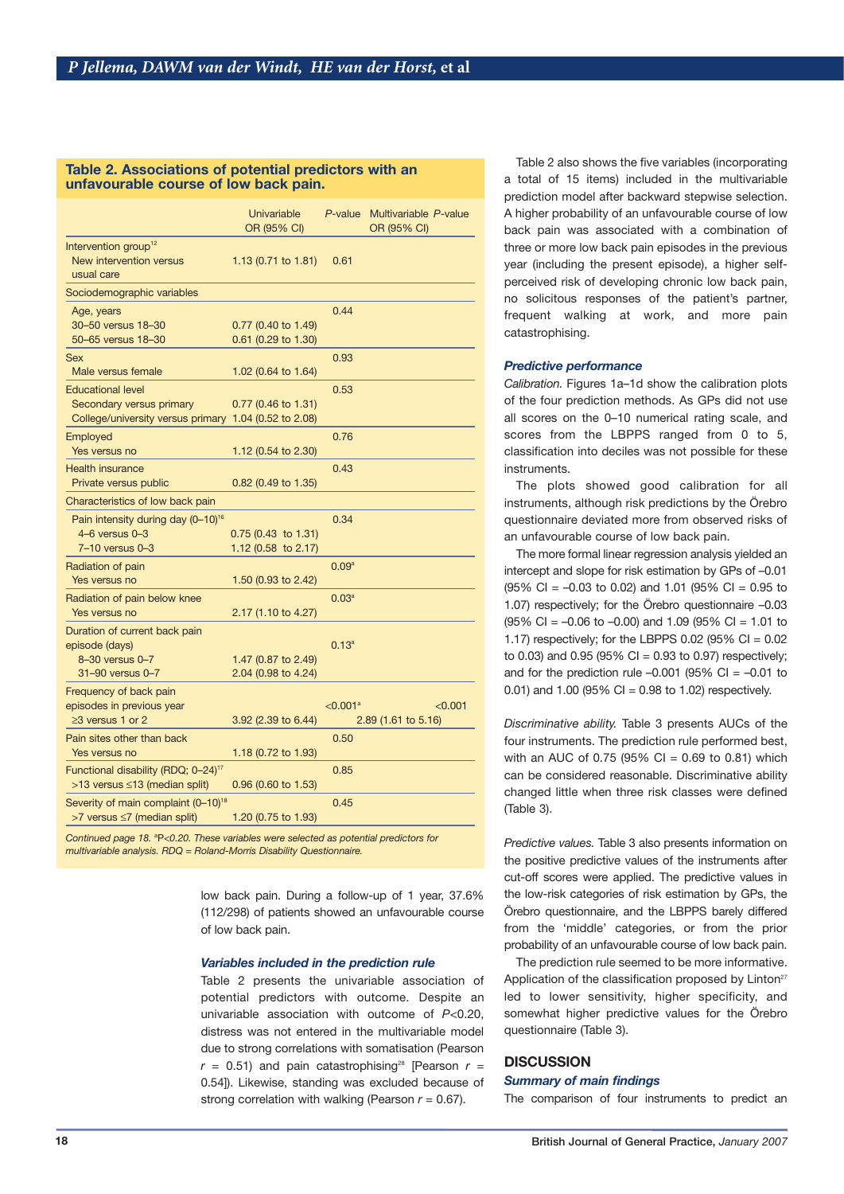**Table 2. Associations of potential predictors with an unfavourable course of low back pain.**

| | Univariable OR (95% CI) | P-value | Multivariable OR (95% CI) | P-value |
|---|---|---|---|---|
| Intervention group[12] | | | | |
| New intervention versus usual care | 1.13 (0.71 to 1.81) | 0.61 | | |
| Sociodemographic variables | | | | |
| Age, years | | 0.44 | | |
| 30–50 versus 18–30 | 0.77 (0.40 to 1.49) | | | |
| 50–65 versus 18–30 | 0.61 (0.29 to 1.30) | | | |
| Sex | | 0.93 | | |
| Male versus female | 1.02 (0.64 to 1.64) | | | |
| Educational level | | 0.53 | | |
| Secondary versus primary | 0.77 (0.46 to 1.31) | | | |
| College/university versus primary | 1.04 (0.52 to 2.08) | | | |
| Employed | | 0.76 | | |
| Yes versus no | 1.12 (0.54 to 2.30) | | | |
| Health insurance | | 0.43 | | |
| Private versus public | 0.82 (0.49 to 1.35) | | | |
| Characteristics of low back pain | | | | |
| Pain intensity during day (0–10)[16] | | 0.34 | | |
| 4–6 versus 0–3 | 0.75 (0.43 to 1.31) | | | |
| 7–10 versus 0–3 | 1.12 (0.58 to 2.17) | | | |
| Radiation of pain | | 0.09[a] | | |
| Yes versus no | 1.50 (0.93 to 2.42) | | | |
| Radiation of pain below knee | | 0.03[a] | | |
| Yes versus no | 2.17 (1.10 to 4.27) | | | |
| Duration of current back pain episode (days) | | 0.13[a] | | |
| 8–30 versus 0–7 | 1.47 (0.87 to 2.49) | | | |
| 31–90 versus 0–7 | 2.04 (0.98 to 4.24) | | | |
| Frequency of back pain episodes in previous year | | <0.001[a] | | <0.001 |
| ≥3 versus 1 or 2 | 3.92 (2.39 to 6.44) | | 2.89 (1.61 to 5.16) | |
| Pain sites other than back | | 0.50 | | |
| Yes versus no | 1.18 (0.72 to 1.93) | | | |
| Functional disability (RDQ; 0–24)[17] | | 0.85 | | |
| >13 versus ≤13 (median split) | 0.96 (0.60 to 1.53) | | | |
| Severity of main complaint (0–10)[18] | | 0.45 | | |
| >7 versus ≤7 (median split) | 1.20 (0.75 to 1.93) | | | |

*Continued page 18. [a]P<0.20. These variables were selected as potential predictors for multivariable analysis. RDQ = Roland-Morris Disability Questionnaire.*

low back pain. During a follow-up of 1 year, 37.6% (112/298) of patients showed an unfavourable course of low back pain.

### Variables included in the prediction rule

Table 2 presents the univariable association of potential predictors with outcome. Despite an univariable association with outcome of $P<0.20$, distress was not entered in the multivariable model due to strong correlations with somatisation (Pearson $r = 0.51$) and pain catastrophising[28] [Pearson $r = 0.54$]). Likewise, standing was excluded because of strong correlation with walking (Pearson $r = 0.67$).

Table 2 also shows the five variables (incorporating a total of 15 items) included in the multivariable prediction model after backward stepwise selection. A higher probability of an unfavourable course of low back pain was associated with a combination of three or more low back pain episodes in the previous year (including the present episode), a higher self-perceived risk of developing chronic low back pain, no solicitous responses of the patient's partner, frequent walking at work, and more pain catastrophising.

### Predictive performance

*Calibration.* Figures 1a–1d show the calibration plots of the four prediction methods. As GPs did not use all scores on the 0–10 numerical rating scale, and scores from the LBPPS ranged from 0 to 5, classification into deciles was not possible for these instruments.

The plots showed good calibration for all instruments, although risk predictions by the Örebro questionnaire deviated more from observed risks of an unfavourable course of low back pain.

The more formal linear regression analysis yielded an intercept and slope for risk estimation by GPs of –0.01 (95% CI = –0.03 to 0.02) and 1.01 (95% CI = 0.95 to 1.07) respectively; for the Örebro questionnaire –0.03 (95% CI = –0.06 to –0.00) and 1.09 (95% CI = 1.01 to 1.17) respectively; for the LBPPS 0.02 (95% CI = 0.02 to 0.03) and 0.95 (95% CI = 0.93 to 0.97) respectively; and for the prediction rule –0.001 (95% CI = –0.01 to 0.01) and 1.00 (95% CI = 0.98 to 1.02) respectively.

*Discriminative ability.* Table 3 presents AUCs of the four instruments. The prediction rule performed best, with an AUC of 0.75 (95% CI = 0.69 to 0.81) which can be considered reasonable. Discriminative ability changed little when three risk classes were defined (Table 3).

*Predictive values.* Table 3 also presents information on the positive predictive values of the instruments after cut-off scores were applied. The predictive values in the low-risk categories of risk estimation by GPs, the Örebro questionnaire, and the LBPPS barely differed from the 'middle' categories, or from the prior probability of an unfavourable course of low back pain.

The prediction rule seemed to be more informative. Application of the classification proposed by Linton[27] led to lower sensitivity, higher specificity, and somewhat higher predictive values for the Örebro questionnaire (Table 3).

## DISCUSSION

### Summary of main findings

The comparison of four instruments to predict an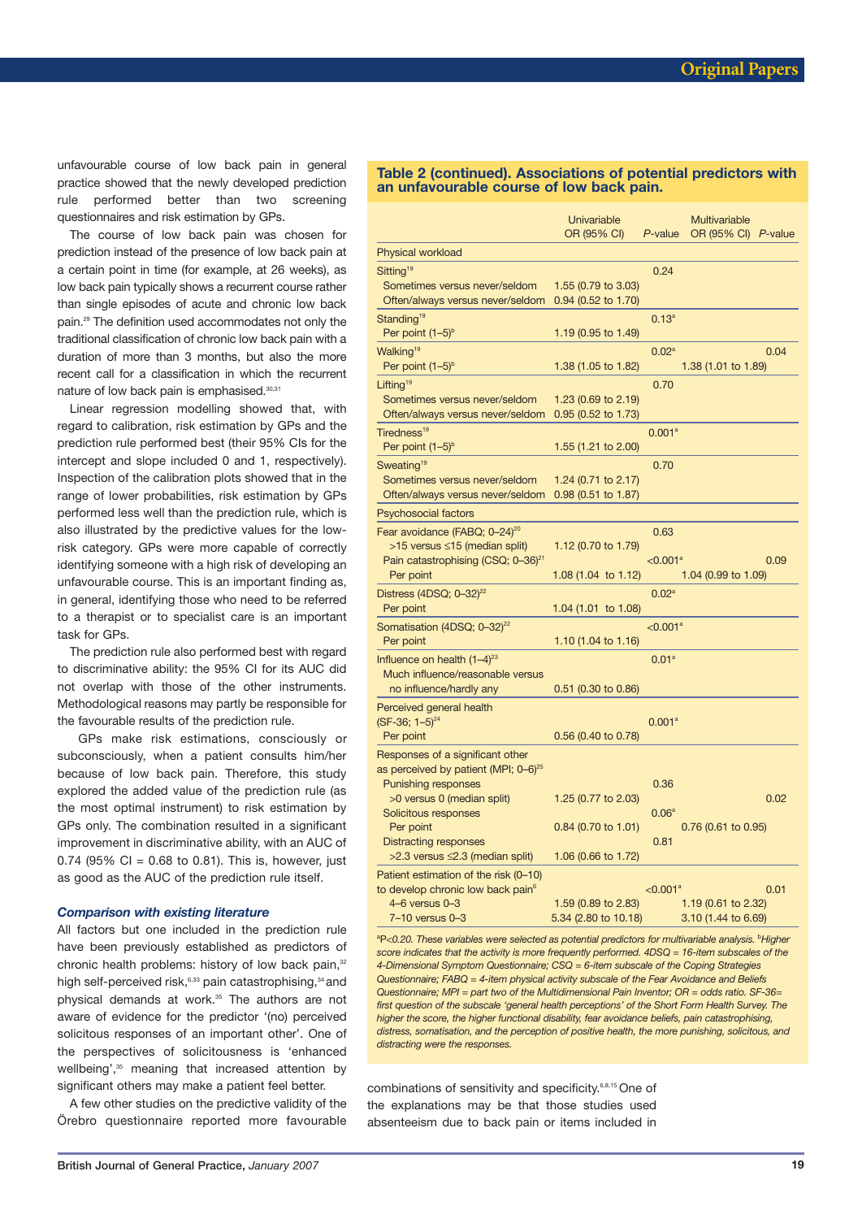unfavourable course of low back pain in general practice showed that the newly developed prediction rule performed better than two screening questionnaires and risk estimation by GPs.

The course of low back pain was chosen for prediction instead of the presence of low back pain at a certain point in time (for example, at 26 weeks), as low back pain typically shows a recurrent course rather than single episodes of acute and chronic low back pain.[29] The definition used accommodates not only the traditional classification of chronic low back pain with a duration of more than 3 months, but also the more recent call for a classification in which the recurrent nature of low back pain is emphasised.[30,31]

Linear regression modelling showed that, with regard to calibration, risk estimation by GPs and the prediction rule performed best (their 95% CIs for the intercept and slope included 0 and 1, respectively). Inspection of the calibration plots showed that in the range of lower probabilities, risk estimation by GPs performed less well than the prediction rule, which is also illustrated by the predictive values for the low-risk category. GPs were more capable of correctly identifying someone with a high risk of developing an unfavourable course. This is an important finding as, in general, identifying those who need to be referred to a therapist or to specialist care is an important task for GPs.

The prediction rule also performed best with regard to discriminative ability: the 95% CI for its AUC did not overlap with those of the other instruments. Methodological reasons may partly be responsible for the favourable results of the prediction rule.

GPs make risk estimations, consciously or subconsciously, when a patient consults him/her because of low back pain. Therefore, this study explored the added value of the prediction rule (as the most optimal instrument) to risk estimation by GPs only. The combination resulted in a significant improvement in discriminative ability, with an AUC of 0.74 (95% CI = 0.68 to 0.81). This is, however, just as good as the AUC of the prediction rule itself.

### *Comparison with existing literature*

All factors but one included in the prediction rule have been previously established as predictors of chronic health problems: history of low back pain,[32] high self-perceived risk,[6,33] pain catastrophising,[34] and physical demands at work.[35] The authors are not aware of evidence for the predictor '(no) perceived solicitous responses of an important other'. One of the perspectives of solicitousness is 'enhanced wellbeing',[35] meaning that increased attention by significant others may make a patient feel better.

A few other studies on the predictive validity of the Örebro questionnaire reported more favourable combinations of sensitivity and specificity.[6,8,15] One of the explanations may be that those studies used absenteeism due to back pain or items included in

**Table 2 (continued). Associations of potential predictors with an unfavourable course of low back pain.**

| | Univariable OR (95% CI) | *P*-value | Multivariable OR (95% CI) | *P*-value |
|---|---|---|---|---|
| **Physical workload** | | | | |
| Sitting[19] | | 0.24 | | |
| Sometimes versus never/seldom | 1.55 (0.79 to 3.03) | | | |
| Often/always versus never/seldom | 0.94 (0.52 to 1.70) | | | |
| Standing[19] | | 0.13[a] | | |
| Per point (1–5)[b] | 1.19 (0.95 to 1.49) | | | |
| Walking[19] | | 0.02[a] | | 0.04 |
| Per point (1–5)[b] | 1.38 (1.05 to 1.82) | | 1.38 (1.01 to 1.89) | |
| Lifting[19] | | 0.70 | | |
| Sometimes versus never/seldom | 1.23 (0.69 to 2.19) | | | |
| Often/always versus never/seldom | 0.95 (0.52 to 1.73) | | | |
| Tiredness[19] | | 0.001[a] | | |
| Per point (1–5)[b] | 1.55 (1.21 to 2.00) | | | |
| Sweating[19] | | 0.70 | | |
| Sometimes versus never/seldom | 1.24 (0.71 to 2.17) | | | |
| Often/always versus never/seldom | 0.98 (0.51 to 1.87) | | | |
| **Psychosocial factors** | | | | |
| Fear avoidance (FABQ; 0–24)[20] | | 0.63 | | |
| >15 versus ≤15 (median split) | 1.12 (0.70 to 1.79) | | | |
| Pain catastrophising (CSQ; 0–36)[21] | | <0.001[a] | | 0.09 |
| Per point | 1.08 (1.04 to 1.12) | | 1.04 (0.99 to 1.09) | |
| Distress (4DSQ; 0–32)[22] | | 0.02[a] | | |
| Per point | 1.04 (1.01 to 1.08) | | | |
| Somatisation (4DSQ; 0–32)[22] | | <0.001[a] | | |
| Per point | 1.10 (1.04 to 1.16) | | | |
| Influence on health (1–4)[23] | | 0.01[a] | | |
| Much influence/reasonable versus no influence/hardly any | 0.51 (0.30 to 0.86) | | | |
| Perceived general health (SF-36; 1–5)[24] | | 0.001[a] | | |
| Per point | 0.56 (0.40 to 0.78) | | | |
| Responses of a significant other as perceived by patient (MPI; 0–6)[25] | | | | |
| Punishing responses | | 0.36 | | |
| >0 versus 0 (median split) | 1.25 (0.77 to 2.03) | | | 0.02 |
| Solicitous responses | | 0.06[a] | | |
| Per point | 0.84 (0.70 to 1.01) | | 0.76 (0.61 to 0.95) | |
| Distracting responses | | 0.81 | | |
| >2.3 versus ≤2.3 (median split) | 1.06 (0.66 to 1.72) | | | |
| Patient estimation of the risk (0–10) to develop chronic low back pain[6] | | <0.001[a] | | 0.01 |
| 4–6 versus 0–3 | 1.59 (0.89 to 2.83) | | 1.19 (0.61 to 2.32) | |
| 7–10 versus 0–3 | 5.34 (2.80 to 10.18) | | 3.10 (1.44 to 6.69) | |

*[a]P<0.20. These variables were selected as potential predictors for multivariable analysis. [b]Higher score indicates that the activity is more frequently performed. 4DSQ = 16-item subscales of the 4-Dimensional Symptom Questionnaire; CSQ = 6-item subscale of the Coping Strategies Questionnaire; FABQ = 4-item physical activity subscale of the Fear Avoidance and Beliefs Questionnaire; MPI = part two of the Multidimensional Pain Inventor; OR = odds ratio. SF-36= first question of the subscale 'general health perceptions' of the Short Form Health Survey. The higher the score, the higher functional disability, fear avoidance beliefs, pain catastrophising, distress, somatisation, and the perception of positive health, the more punishing, solicitous, and distracting were the responses.*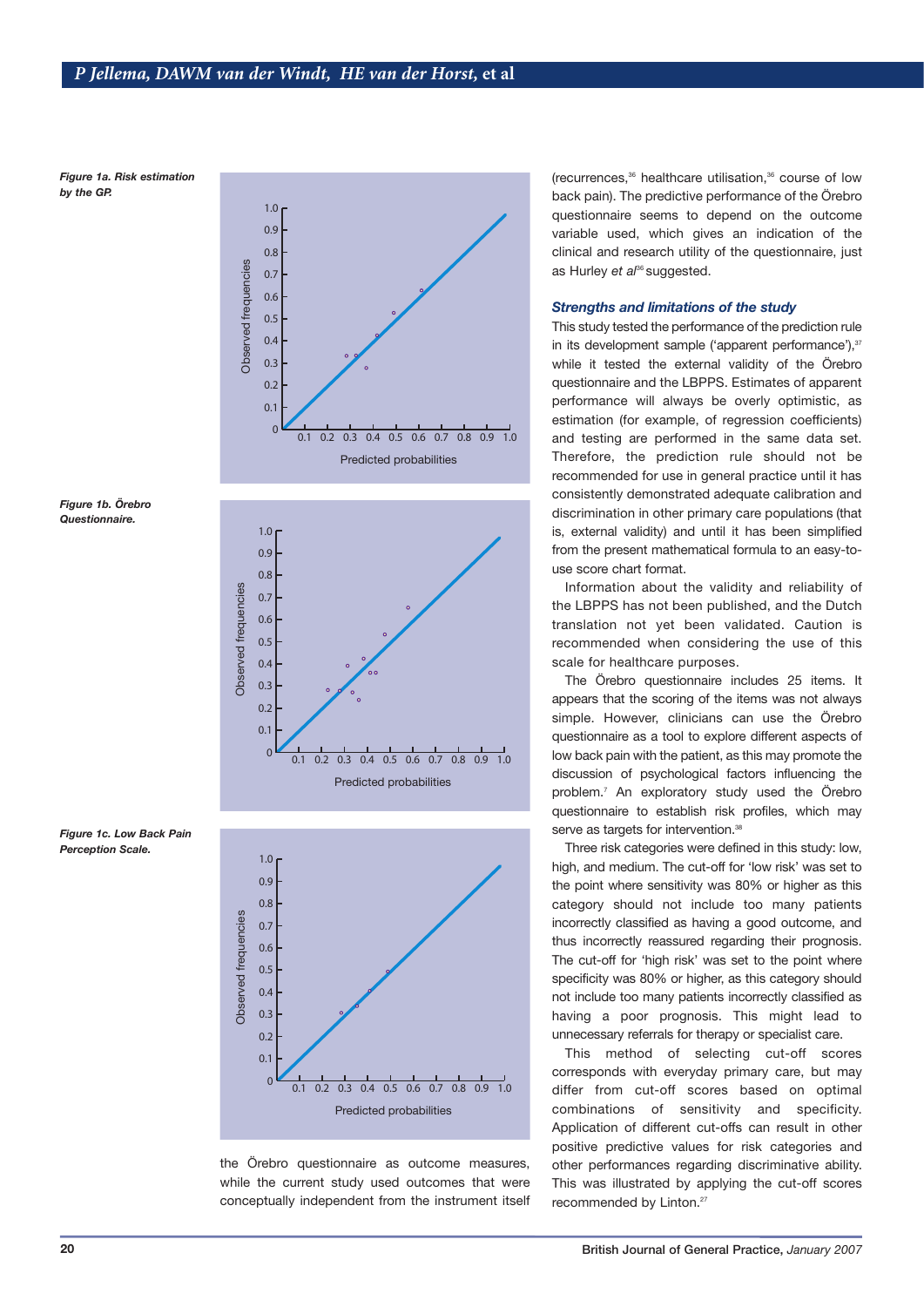*Figure 1a. Risk estimation by the GP.*

*Figure 1b. Örebro Questionnaire.*

*Figure 1c. Low Back Pain Perception Scale.*

the Örebro questionnaire as outcome measures, while the current study used outcomes that were conceptually independent from the instrument itself (recurrences,[36] healthcare utilisation,[36] course of low back pain). The predictive performance of the Örebro questionnaire seems to depend on the outcome variable used, which gives an indication of the clinical and research utility of the questionnaire, just as Hurley *et al*[36] suggested.

### Strengths and limitations of the study

This study tested the performance of the prediction rule in its development sample ('apparent performance'),[37] while it tested the external validity of the Örebro questionnaire and the LBPPS. Estimates of apparent performance will always be overly optimistic, as estimation (for example, of regression coefficients) and testing are performed in the same data set. Therefore, the prediction rule should not be recommended for use in general practice until it has consistently demonstrated adequate calibration and discrimination in other primary care populations (that is, external validity) and until it has been simplified from the present mathematical formula to an easy-to-use score chart format.

Information about the validity and reliability of the LBPPS has not been published, and the Dutch translation not yet been validated. Caution is recommended when considering the use of this scale for healthcare purposes.

The Örebro questionnaire includes 25 items. It appears that the scoring of the items was not always simple. However, clinicians can use the Örebro questionnaire as a tool to explore different aspects of low back pain with the patient, as this may promote the discussion of psychological factors influencing the problem.[7] An exploratory study used the Örebro questionnaire to establish risk profiles, which may serve as targets for intervention.[38]

Three risk categories were defined in this study: low, high, and medium. The cut-off for 'low risk' was set to the point where sensitivity was 80% or higher as this category should not include too many patients incorrectly classified as having a good outcome, and thus incorrectly reassured regarding their prognosis. The cut-off for 'high risk' was set to the point where specificity was 80% or higher, as this category should not include too many patients incorrectly classified as having a poor prognosis. This might lead to unnecessary referrals for therapy or specialist care.

This method of selecting cut-off scores corresponds with everyday primary care, but may differ from cut-off scores based on optimal combinations of sensitivity and specificity. Application of different cut-offs can result in other positive predictive values for risk categories and other performances regarding discriminative ability. This was illustrated by applying the cut-off scores recommended by Linton.[27]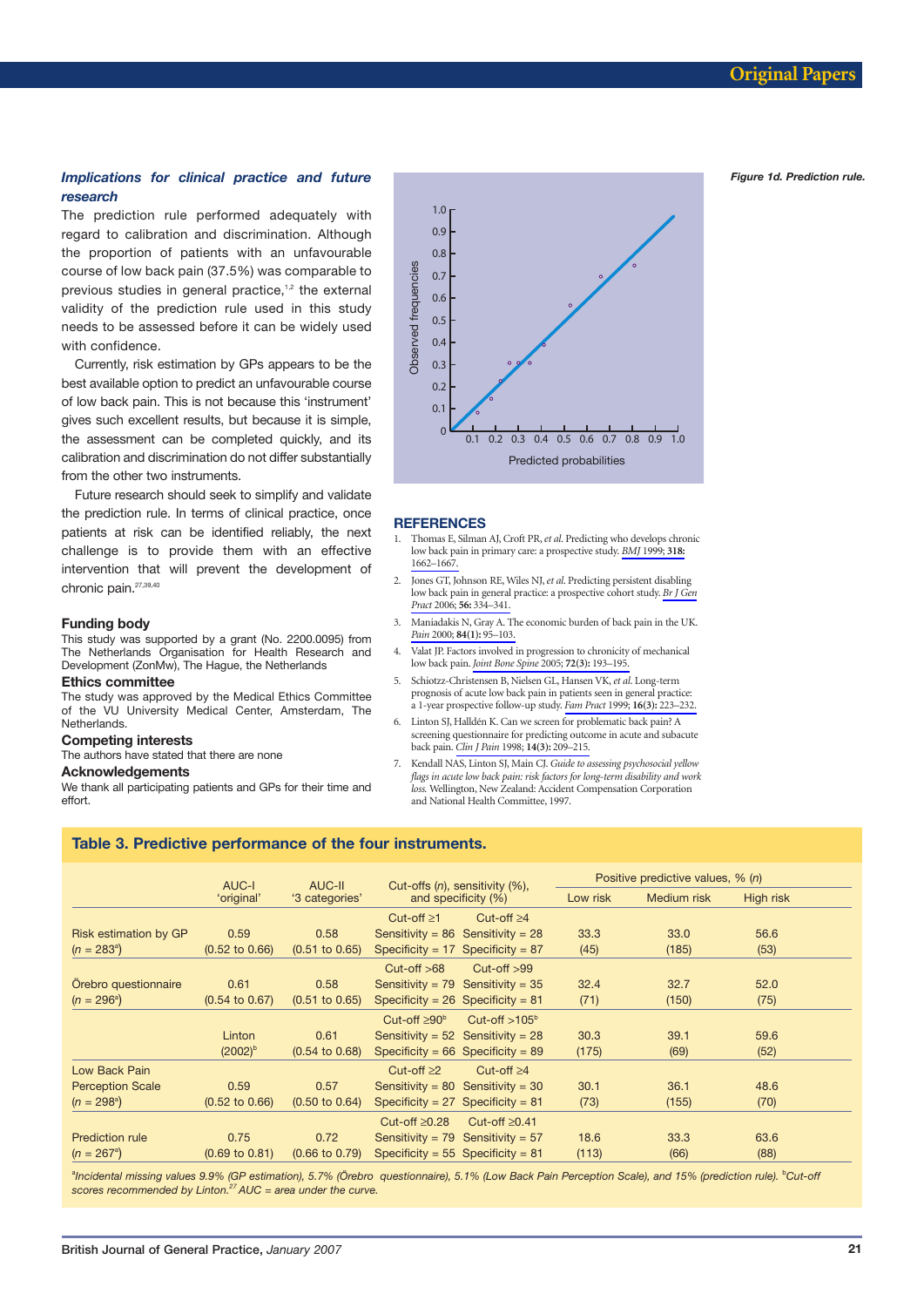### *Implications for clinical practice and future research*

The prediction rule performed adequately with regard to calibration and discrimination. Although the proportion of patients with an unfavourable course of low back pain (37.5%) was comparable to previous studies in general practice,[1,2] the external validity of the prediction rule used in this study needs to be assessed before it can be widely used with confidence.

Currently, risk estimation by GPs appears to be the best available option to predict an unfavourable course of low back pain. This is not because this 'instrument' gives such excellent results, but because it is simple, the assessment can be completed quickly, and its calibration and discrimination do not differ substantially from the other two instruments.

Future research should seek to simplify and validate the prediction rule. In terms of clinical practice, once patients at risk can be identified reliably, the next challenge is to provide them with an effective intervention that will prevent the development of chronic pain.[27,39,40]

### Funding body

This study was supported by a grant (No. 2200.0095) from The Netherlands Organisation for Health Research and Development (ZonMw), The Hague, the Netherlands

### Ethics committee

The study was approved by the Medical Ethics Committee of the VU University Medical Center, Amsterdam, The Netherlands.

### Competing interests

The authors have stated that there are none

### Acknowledgements

We thank all participating patients and GPs for their time and effort.

*Figure 1d. Prediction rule.*

## REFERENCES

1. Thomas E, Silman AJ, Croft PR, *et al.* Predicting who develops chronic low back pain in primary care: a prospective study. *BMJ* 1999; **318:** 1662–1667.
2. Jones GT, Johnson RE, Wiles NJ, *et al.* Predicting persistent disabling low back pain in general practice: a prospective cohort study. *Br J Gen Pract* 2006; **56:** 334–341.
3. Maniadakis N, Gray A. The economic burden of back pain in the UK. *Pain* 2000; **84(1):** 95–103.
4. Valat JP. Factors involved in progression to chronicity of mechanical low back pain. *Joint Bone Spine* 2005; **72(3):** 193–195.
5. Schiotzz-Christensen B, Nielsen GL, Hansen VK, *et al.* Long-term prognosis of acute low back pain in patients seen in general practice: a 1-year prospective follow-up study. *Fam Pract* 1999; **16(3):** 223–232.
6. Linton SJ, Halldén K. Can we screen for problematic back pain? A screening questionnaire for predicting outcome in acute and subacute back pain. *Clin J Pain* 1998; **14(3):** 209–215.
7. Kendall NAS, Linton SJ, Main CJ. *Guide to assessing psychosocial yellow flags in acute low back pain: risk factors for long-term disability and work loss.* Wellington, New Zealand: Accident Compensation Corporation and National Health Committee, 1997.

**Table 3. Predictive performance of the four instruments.**

| | AUC-I 'original' | AUC-II '3 categories' | Cut-offs (*n*), sensitivity (%), and specificity (%) | | Positive predictive values, % (*n*) | | |
|---|---|---|---|---|---|---|---|
| | | | | | Low risk | Medium risk | High risk |
| Risk estimation by GP (*n* = 283[a]) | 0.59 (0.52 to 0.66) | 0.58 (0.51 to 0.65) | Cut-off ≥1; Sensitivity = 86; Specificity = 17 | Cut-off ≥4; Sensitivity = 28; Specificity = 87 | 33.3 (45) | 33.0 (185) | 56.6 (53) |
| Örebro questionnaire (*n* = 296[a]) | 0.61 (0.54 to 0.67) | 0.58 (0.51 to 0.65) | Cut-off >68; Sensitivity = 79; Specificity = 26 | Cut-off >99; Sensitivity = 35; Specificity = 81 | 32.4 (71) | 32.7 (150) | 52.0 (75) |
| | Linton (2002)[b] | 0.61 (0.54 to 0.68) | Cut-off ≥90[b]; Sensitivity = 52; Specificity = 66 | Cut-off >105[b]; Sensitivity = 28; Specificity = 89 | 30.3 (175) | 39.1 (69) | 59.6 (52) |
| Low Back Pain Perception Scale (*n* = 298[a]) | 0.59 (0.52 to 0.66) | 0.57 (0.50 to 0.64) | Cut-off ≥2; Sensitivity = 80; Specificity = 27 | Cut-off ≥4; Sensitivity = 30; Specificity = 81 | 30.1 (73) | 36.1 (155) | 48.6 (70) |
| Prediction rule (*n* = 267[a]) | 0.75 (0.69 to 0.81) | 0.72 (0.66 to 0.79) | Cut-off ≥0.28; Sensitivity = 79; Specificity = 55 | Cut-off ≥0.41; Sensitivity = 57; Specificity = 81 | 18.6 (113) | 33.3 (66) | 63.6 (88) |

[a]*Incidental missing values 9.9% (GP estimation), 5.7% (Örebro questionnaire), 5.1% (Low Back Pain Perception Scale), and 15% (prediction rule).* [b]*Cut-off scores recommended by Linton.*[27] *AUC = area under the curve.*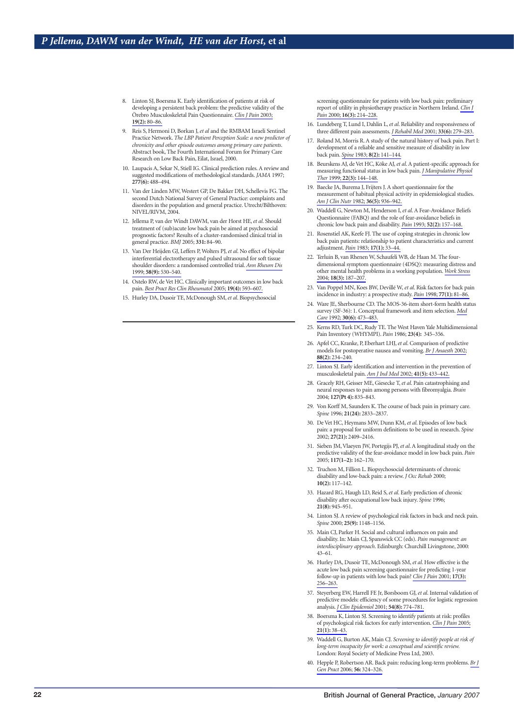8. Linton SJ, Boersma K. Early identification of patients at risk of developing a persistent back problem: the predictive validity of the Örebro Musculoskeletal Pain Questionnaire. *Clin J Pain* 2003; **19(2):** 80–86.
9. Reis S, Hermoni D, Borkan J, *et al* and the RMBAM Israeli Sentinel Practice Network. *The LBP Patient Perception Scale: a new predictor of chronicity and other episode outcomes among primary care patients*. Abstract book, The Fourth International Forum for Primary Care Research on Low Back Pain, Eilat, Israel, 2000.
10. Laupacis A, Sekar N, Stiell IG. Clinical prediction rules. A review and suggested modifications of methodological standards. *JAMA* 1997; **277(6):** 488–494.
11. Van der Linden MW, Westert GP, De Bakker DH, Schellevis FG. The second Dutch National Survey of General Practice: complaints and disorders in the population and general practice. Utrecht/Bilthoven: NIVEL/RIVM, 2004.
12. Jellema P, van der Windt DAWM, van der Horst HE, *et al*. Should treatment of (sub)acute low back pain be aimed at psychosocial prognostic factors? Results of a cluster-randomised clinical trial in general practice. *BMJ* 2005; **331:** 84–90.
13. Van Der Heijden GJ, Leffers P, Wolters PJ, *et al*. No effect of bipolar interferential electrotherapy and pulsed ultrasound for soft tissue shoulder disorders: a randomised controlled trial. *Ann Rheum Dis* 1999; **58(9):** 530–540.
14. Ostelo RW, de Vet HC. Clinically important outcomes in low back pain. *Best Pract Res Clin Rheumatol* 2005; **19(4):** 593–607.
15. Hurley DA, Dusoir TE, McDonough SM, *et al*. Biopsychosocial screening questionnaire for patients with low back pain: preliminary report of utility in physiotherapy practice in Northern Ireland. *Clin J Pain* 2000; **16(3):** 214–228.
16. Lundeberg T, Lund I, Dahlin L, *et al*. Reliability and responsiveness of three different pain assessments. *J Rehabil Med* 2001; **33(6):** 279–283.
17. Roland M, Morris R. A study of the natural history of back pain. Part I: development of a reliable and sensitive measure of disability in low back pain. *Spine* 1983; **8(2):** 141–144.
18. Beurskens AJ, de Vet HC, Köke AJ, *et al*. A patient-specific approach for measuring functional status in low back pain. *J Manipulative Physiol Ther* 1999; **22(3):** 144–148.
19. Baecke JA, Burema J, Frijters J. A short questionnaire for the measurement of habitual physical activity in epidemiological studies. *Am J Clin Nutr* 1982; **36(5):** 936–942.
20. Waddell G, Newton M, Henderson I, *et al*. A Fear-Avoidance Beliefs Questionnaire (FABQ) and the role of fear-avoidance beliefs in chronic low back pain and disability. *Pain* 1993; **52(2):** 157–168.
21. Rosenstiel AK, Keefe FJ. The use of coping strategies in chronic low back pain patients: relationship to patient characteristics and current adjustment. *Pain* 1983; **17(1):** 33–44.
22. Terluin B, van Rhenen W, Schaufeli WB, de Haan M. The four-dimensional symptom questionnaire (4DSQ): measuring distress and other mental health problems in a working population. *Work Stress* 2004; **18(3):** 187–207.
23. Van Poppel MN, Koes BW, Devillé W, *et al*. Risk factors for back pain incidence in industry: a prospective study. *Pain* 1998; **77(1):** 81–86.
24. Ware JE, Sherbourne CD. The MOS-36-item short-form health status survey (SF-36): 1. Conceptual framework and item selection. *Med Care* 1992; **30(6):** 473–483.
25. Kerns RD, Turk DC, Rudy TE. The West Haven Yale Multidimensional Pain Inventory (WHYMPI). *Pain* 1986; **23(4):** 345–356.
26. Apfel CC, Kranke, P, Eberhart LHJ, *et al*. Comparison of predictive models for postoperative nausea and vomiting. *Br J Anaesth* 2002; **88(2):** 234–240.
27. Linton SJ. Early identification and intervention in the prevention of musculoskeletal pain. *Am J Ind Med* 2002; **41(5):** 433–442.
28. Gracely RH, Geisser ME, Giesecke T, *et al*. Pain catastrophising and neural responses to pain among persons with fibromyalgia. *Brain* 2004; **127(Pt 4):** 835–843.
29. Von Korff M, Saunders K. The course of back pain in primary care. *Spine* 1996; **21(24):** 2833–2837.
30. De Vet HC, Heymans MW, Dunn KM, *et al*. Episodes of low back pain: a proposal for uniform definitions to be used in research. *Spine* 2002; **27(21):** 2409–2416.
31. Sieben JM, Vlaeyen JW, Portegijs PJ, *et al*. A longitudinal study on the predictive validity of the fear-avoidance model in low back pain. *Pain* 2005; **117(1–2):** 162–170.
32. Truchon M, Fillion L. Biopsychosocial determinants of chronic disability and low-back pain: a review. *J Occ Rehab* 2000; **10(2):** 117–142.
33. Hazard RG, Haugh LD, Reid S, *et al*. Early prediction of chronic disability after occupational low back injury. *Spine* 1996; **21(8):** 945–951.
34. Linton SJ. A review of psychological risk factors in back and neck pain. *Spine* 2000; **25(9):** 1148–1156.
35. Main CJ, Parker H. Social and cultural influences on pain and disability. In: Main CJ, Spanswick CC (eds). *Pain management: an interdisciplinary approach*. Edinburgh: Churchill Livingstone, 2000: 43–61.
36. Hurley DA, Dusoir TE, McDonough SM, *et al*. How effective is the acute low back pain screening questionnaire for predicting 1-year follow-up in patients with low back pain? *Clin J Pain* 2001; **17(3):** 256–263.
37. Steyerberg EW, Harrell FE Jr, Borsboom GJ, *et al*. Internal validation of predictive models: efficiency of some procedures for logistic regression analysis. *J Clin Epidemiol* 2001; **54(8):** 774–781.
38. Boersma K, Linton SJ. Screening to identify patients at risk: profiles of psychological risk factors for early intervention. *Clin J Pain* 2005; **21(1):** 38–43.
39. Waddell G, Burton AK, Main CJ. *Screening to identify people at risk of long-term incapacity for work: a conceptual and scientific review.* London: Royal Society of Medicine Press Ltd, 2003.
40. Hepple P, Robertson AR. Back pain: reducing long-term problems. *Br J Gen Pract* 2006; **56:** 324–326.